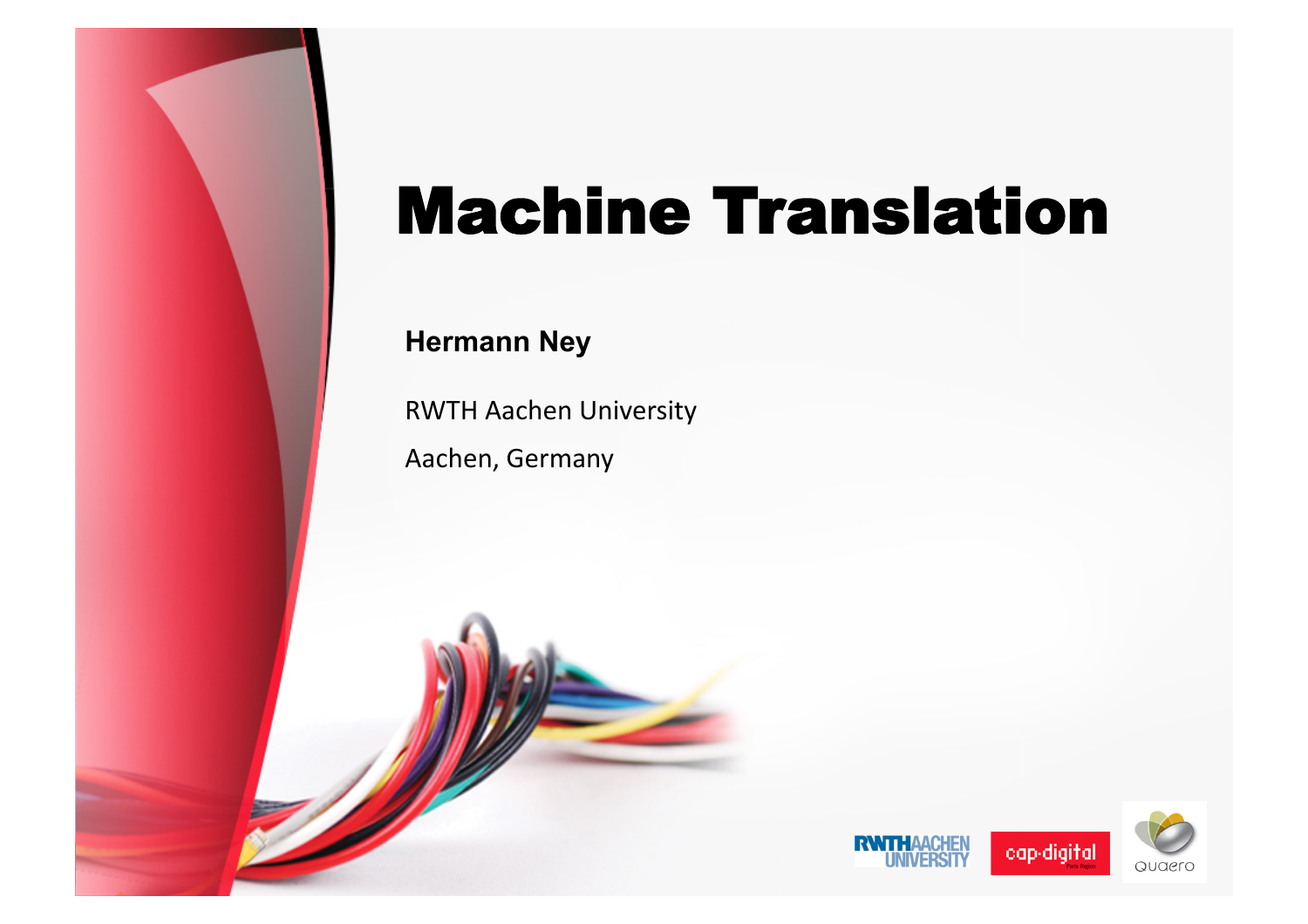# Machine Translation

**Hermann Ney**

RWTH Aachen University

Aachen, Germany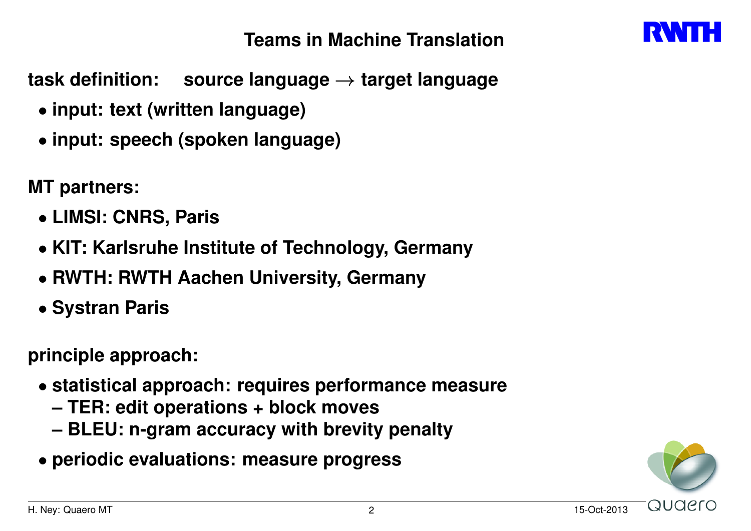# Teams in Machine Translation

**task definition:** **source language $\rightarrow$ target language**

- **input: text (written language)**
- **input: speech (spoken language)**

**MT partners:**

- **LIMSI: CNRS, Paris**
- **KIT: Karlsruhe Institute of Technology, Germany**
- **RWTH: RWTH Aachen University, Germany**
- **Systran Paris**

**principle approach:**

- **statistical approach: requires performance measure**
  - **TER: edit operations + block moves**
  - **BLEU: n-gram accuracy with brevity penalty**
- **periodic evaluations: measure progress**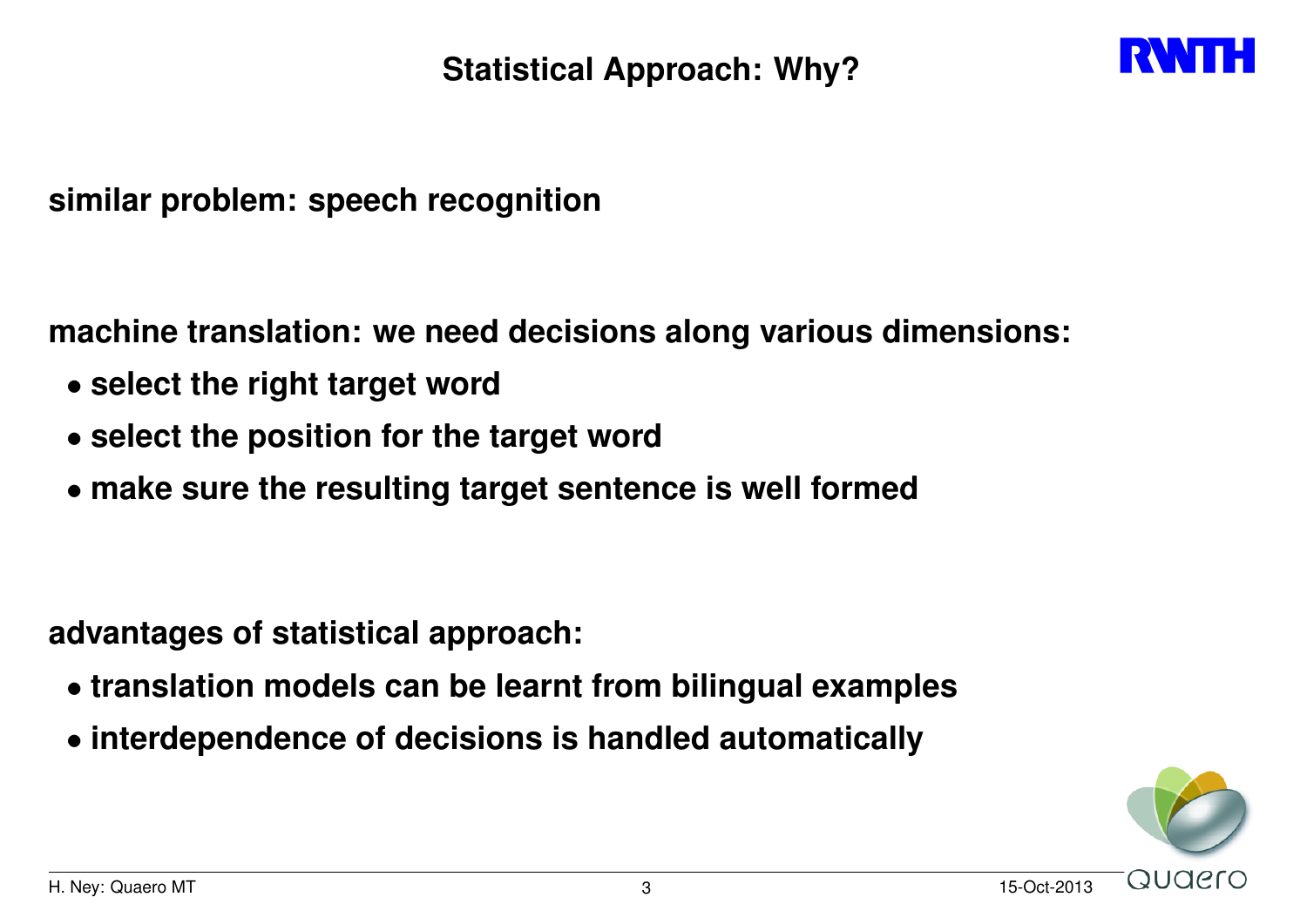# Statistical Approach: Why?

**similar problem: speech recognition**

**machine translation: we need decisions along various dimensions:**

- **select the right target word**
- **select the position for the target word**
- **make sure the resulting target sentence is well formed**

**advantages of statistical approach:**

- **translation models can be learnt from bilingual examples**
- **interdependence of decisions is handled automatically**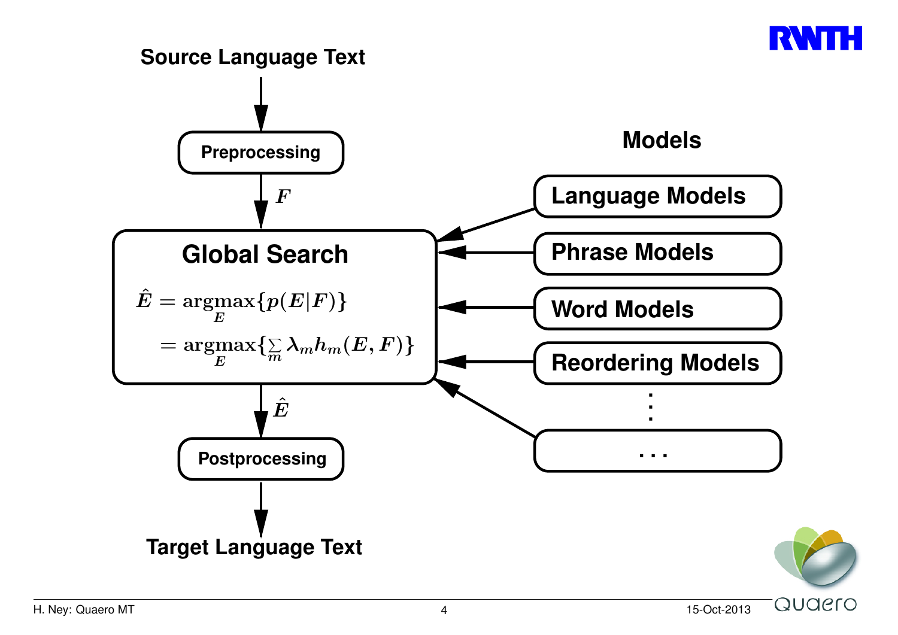**Source Language Text**

↓

**Preprocessing**

↓ $F$

**Global Search**

$$\hat{E} = \underset{E}{\operatorname{argmax}}\{p(E|F)\}$$

$$= \underset{E}{\operatorname{argmax}}\{\sum_m \lambda_m h_m(E,F)\}$$

↓ $\hat{E}$

**Postprocessing**

↓

**Target Language Text**

**Models**

- Language Models
- Phrase Models
- Word Models
- Reordering Models
- ⋮
- . . .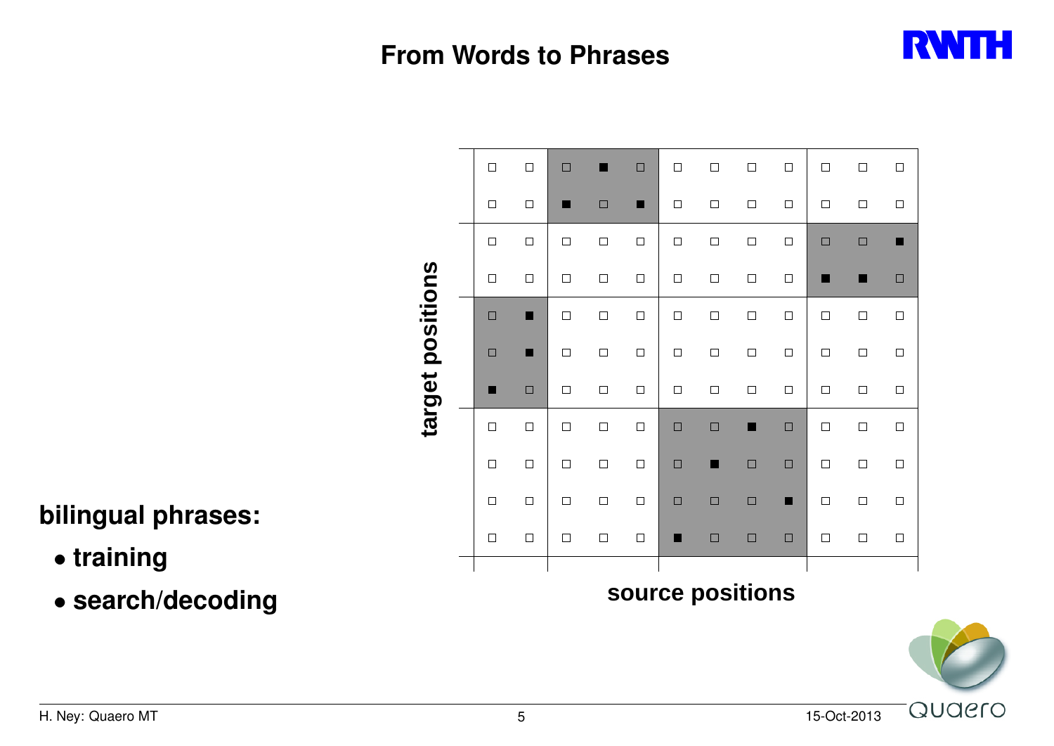# From Words to Phrases

target positions

source positions

**bilingual phrases:**

- **training**
- **search/decoding**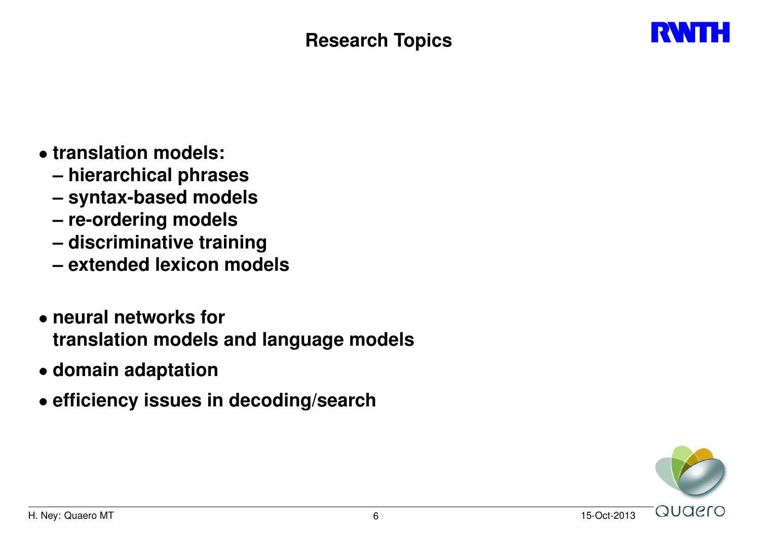# Research Topics

- **translation models:**
  - **hierarchical phrases**
  - **syntax-based models**
  - **re-ordering models**
  - **discriminative training**
  - **extended lexicon models**

- **neural networks for translation models and language models**
- **domain adaptation**
- **efficiency issues in decoding/search**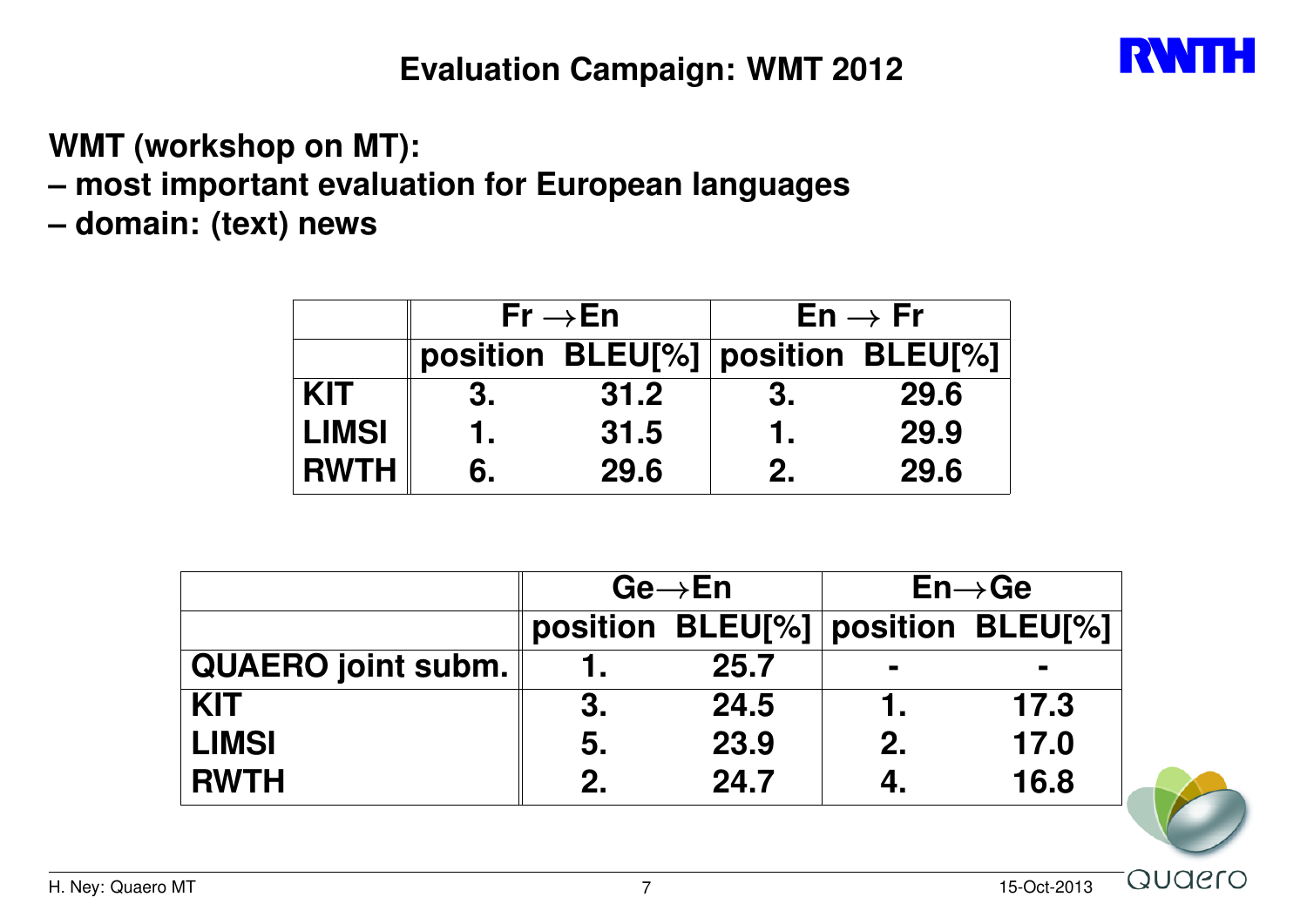# Evaluation Campaign: WMT 2012

**WMT (workshop on MT):**
**– most important evaluation for European languages**
**– domain: (text) news**

| | Fr $\rightarrow$ En | | En $\rightarrow$ Fr | |
|---|---|---|---|---|
| | position | BLEU[%] | position | BLEU[%] |
| KIT | 3. | 31.2 | 3. | 29.6 |
| LIMSI | 1. | 31.5 | 1. | 29.9 |
| RWTH | 6. | 29.6 | 2. | 29.6 |

| | Ge $\rightarrow$ En | | En $\rightarrow$ Ge | |
|---|---|---|---|---|
| | position | BLEU[%] | position | BLEU[%] |
| QUAERO joint subm. | 1. | 25.7 | - | - |
| KIT | 3. | 24.5 | 1. | 17.3 |
| LIMSI | 5. | 23.9 | 2. | 17.0 |
| RWTH | 2. | 24.7 | 4. | 16.8 |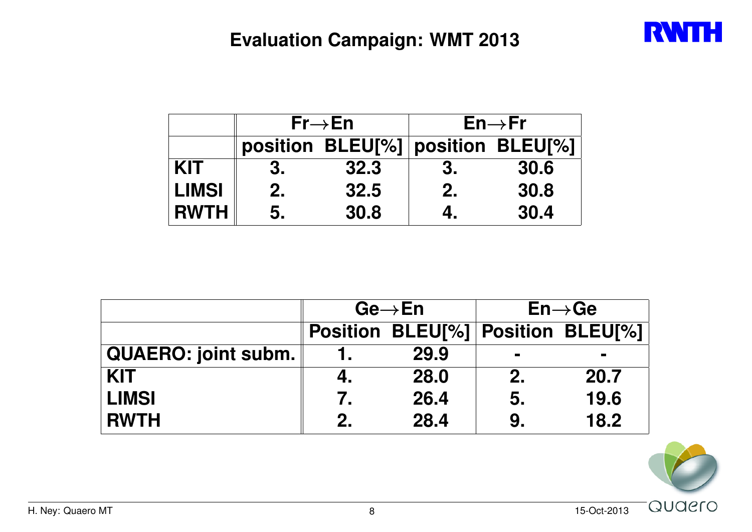# Evaluation Campaign: WMT 2013

| | Fr→En | | En→Fr | |
|---|---|---|---|---|
| | position | BLEU[%] | position | BLEU[%] |
| KIT | 3. | 32.3 | 3. | 30.6 |
| LIMSI | 2. | 32.5 | 2. | 30.8 |
| RWTH | 5. | 30.8 | 4. | 30.4 |

| | Ge→En | | En→Ge | |
|---|---|---|---|---|
| | Position | BLEU[%] | Position | BLEU[%] |
| QUAERO: joint subm. | 1. | 29.9 | - | - |
| KIT | 4. | 28.0 | 2. | 20.7 |
| LIMSI | 7. | 26.4 | 5. | 19.6 |
| RWTH | 2. | 28.4 | 9. | 18.2 |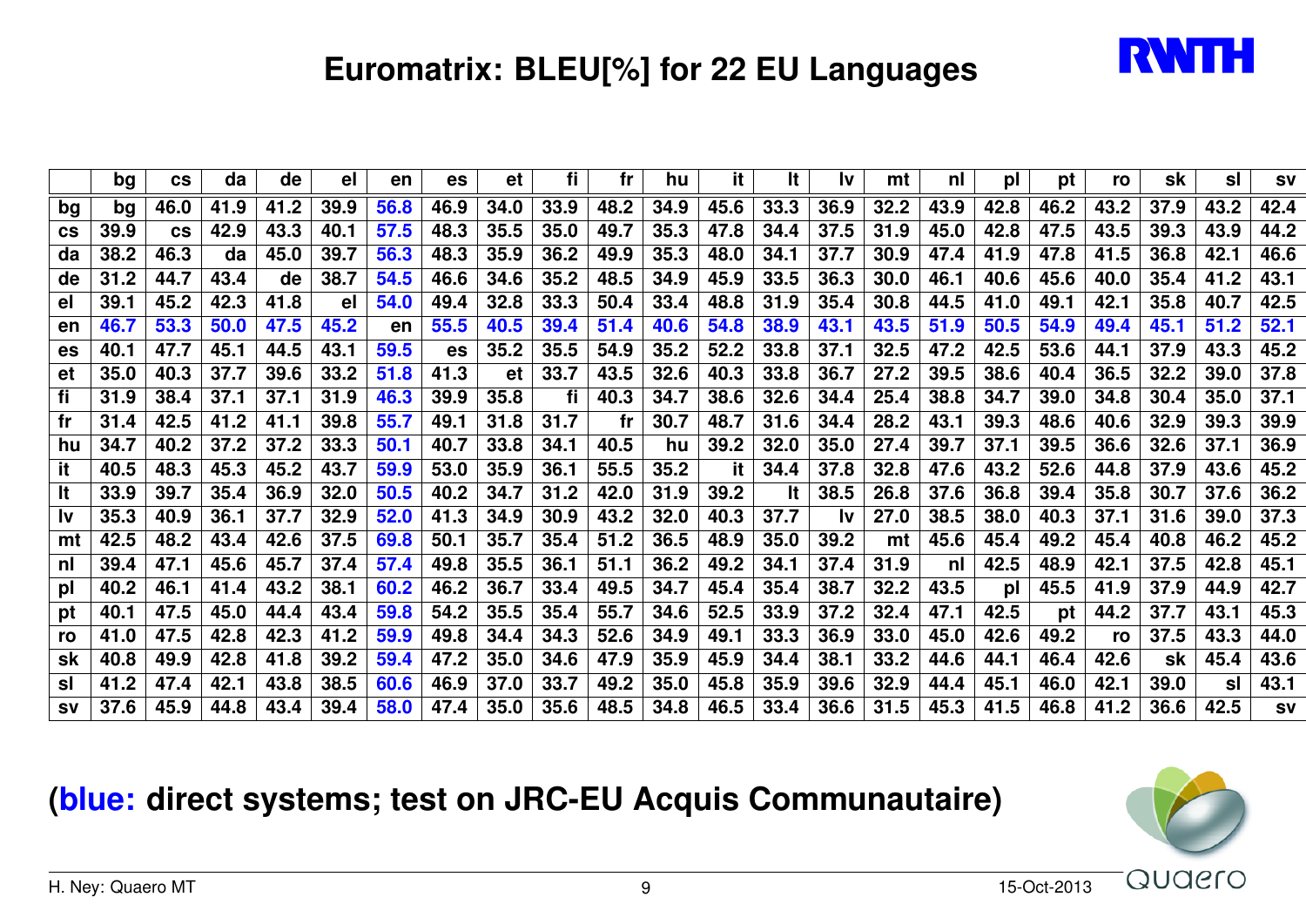# Euromatrix: BLEU[%] for 22 EU Languages

| | bg | cs | da | de | el | en | es | et | fi | fr | hu | it | lt | lv | mt | nl | pl | pt | ro | sk | sl | sv |
|---|---|---|---|---|---|---|---|---|---|---|---|---|---|---|---|---|---|---|---|---|---|---|
| bg | bg | 46.0 | 41.9 | 41.2 | 39.9 | 56.8 | 46.9 | 34.0 | 33.9 | 48.2 | 34.9 | 45.6 | 33.3 | 36.9 | 32.2 | 43.9 | 42.8 | 46.2 | 43.2 | 37.9 | 43.2 | 42.4 |
| cs | 39.9 | cs | 42.9 | 43.3 | 40.1 | 57.5 | 48.3 | 35.5 | 35.0 | 49.7 | 35.3 | 47.8 | 34.4 | 37.5 | 31.9 | 45.0 | 42.8 | 47.5 | 43.5 | 39.3 | 43.9 | 44.2 |
| da | 38.2 | 46.3 | da | 45.0 | 39.7 | 56.3 | 48.3 | 35.9 | 36.2 | 49.9 | 35.3 | 48.0 | 34.1 | 37.7 | 30.9 | 47.4 | 41.9 | 47.8 | 41.5 | 36.8 | 42.1 | 46.6 |
| de | 31.2 | 44.7 | 43.4 | de | 38.7 | 54.5 | 46.6 | 34.6 | 35.2 | 48.5 | 34.9 | 45.9 | 33.5 | 36.3 | 30.0 | 46.1 | 40.6 | 45.6 | 40.0 | 35.4 | 41.2 | 43.1 |
| el | 39.1 | 45.2 | 42.3 | 41.8 | el | 54.0 | 49.4 | 32.8 | 33.3 | 50.4 | 33.4 | 48.8 | 31.9 | 35.4 | 30.8 | 44.5 | 41.0 | 49.1 | 42.1 | 35.8 | 40.7 | 42.5 |
| en | 46.7 | 53.3 | 50.0 | 47.5 | 45.2 | en | 55.5 | 40.5 | 39.4 | 51.4 | 40.6 | 54.8 | 38.9 | 43.1 | 43.5 | 51.9 | 50.5 | 54.9 | 49.4 | 45.1 | 51.2 | 52.1 |
| es | 40.1 | 47.7 | 45.1 | 44.5 | 43.1 | 59.5 | es | 35.2 | 35.5 | 54.9 | 35.2 | 52.2 | 33.8 | 37.1 | 32.5 | 47.2 | 42.5 | 53.6 | 44.1 | 37.9 | 43.3 | 45.2 |
| et | 35.0 | 40.3 | 37.7 | 39.6 | 33.2 | 51.8 | 41.3 | et | 33.7 | 43.5 | 32.6 | 40.3 | 33.8 | 36.7 | 27.2 | 39.5 | 38.6 | 40.4 | 36.5 | 32.2 | 39.0 | 37.8 |
| fi | 31.9 | 38.4 | 37.1 | 37.1 | 31.9 | 46.3 | 39.9 | 35.8 | fi | 40.3 | 34.7 | 38.6 | 32.6 | 34.4 | 25.4 | 38.8 | 34.7 | 39.0 | 34.8 | 30.4 | 35.0 | 37.1 |
| fr | 31.4 | 42.5 | 41.2 | 41.1 | 39.8 | 55.7 | 49.1 | 31.8 | 31.7 | fr | 30.7 | 48.7 | 31.6 | 34.4 | 28.2 | 43.1 | 39.3 | 48.6 | 40.6 | 32.9 | 39.3 | 39.9 |
| hu | 34.7 | 40.2 | 37.2 | 37.2 | 33.3 | 50.1 | 40.7 | 33.8 | 34.1 | 40.5 | hu | 39.2 | 32.0 | 35.0 | 27.4 | 39.7 | 37.1 | 39.5 | 36.6 | 32.6 | 37.1 | 36.9 |
| it | 40.5 | 48.3 | 45.3 | 45.2 | 43.7 | 59.9 | 53.0 | 35.9 | 36.1 | 55.5 | 35.2 | it | 34.4 | 37.8 | 32.8 | 47.6 | 43.2 | 52.6 | 44.8 | 37.9 | 43.6 | 45.2 |
| lt | 33.9 | 39.7 | 35.4 | 36.9 | 32.0 | 50.5 | 40.2 | 34.7 | 31.2 | 42.0 | 31.9 | 39.2 | lt | 38.5 | 26.8 | 37.6 | 36.8 | 39.4 | 35.8 | 30.7 | 37.6 | 36.2 |
| lv | 35.3 | 40.9 | 36.1 | 37.7 | 32.9 | 52.0 | 41.3 | 34.9 | 30.9 | 43.2 | 32.0 | 40.3 | 37.7 | lv | 27.0 | 38.5 | 38.0 | 40.3 | 37.1 | 31.6 | 39.0 | 37.3 |
| mt | 42.5 | 48.2 | 43.4 | 42.6 | 37.5 | 69.8 | 50.1 | 35.7 | 35.4 | 51.2 | 36.5 | 48.9 | 35.0 | 39.2 | mt | 45.6 | 45.4 | 49.2 | 45.4 | 40.8 | 46.2 | 45.2 |
| nl | 39.4 | 47.1 | 45.6 | 45.7 | 37.4 | 57.4 | 49.8 | 35.5 | 36.1 | 51.1 | 36.2 | 49.2 | 34.1 | 37.4 | 31.9 | nl | 42.5 | 48.9 | 42.1 | 37.5 | 42.8 | 45.1 |
| pl | 40.2 | 46.1 | 41.4 | 43.2 | 38.1 | 60.2 | 46.2 | 36.7 | 33.4 | 49.5 | 34.7 | 45.4 | 35.4 | 38.7 | 32.2 | 43.5 | pl | 45.5 | 41.9 | 37.9 | 44.9 | 42.7 |
| pt | 40.1 | 47.5 | 45.0 | 44.4 | 43.4 | 59.8 | 54.2 | 35.5 | 35.4 | 55.7 | 34.6 | 52.5 | 33.9 | 37.2 | 32.4 | 47.1 | 42.5 | pt | 44.2 | 37.7 | 43.1 | 45.3 |
| ro | 41.0 | 47.5 | 42.8 | 42.3 | 41.2 | 59.9 | 49.8 | 34.4 | 34.3 | 52.6 | 34.9 | 49.1 | 33.3 | 36.9 | 33.0 | 45.0 | 42.6 | 49.2 | ro | 37.5 | 43.3 | 44.0 |
| sk | 40.8 | 49.9 | 42.8 | 41.8 | 39.2 | 59.4 | 47.2 | 35.0 | 34.6 | 47.9 | 35.9 | 45.9 | 34.4 | 38.1 | 33.2 | 44.6 | 44.1 | 46.4 | 42.6 | sk | 45.4 | 43.6 |
| sl | 41.2 | 47.4 | 42.1 | 43.8 | 38.5 | 60.6 | 46.9 | 37.0 | 33.7 | 49.2 | 35.0 | 45.8 | 35.9 | 39.6 | 32.9 | 44.4 | 45.1 | 46.0 | 42.1 | 39.0 | sl | 43.1 |
| sv | 37.6 | 45.9 | 44.8 | 43.4 | 39.4 | 58.0 | 47.4 | 35.0 | 35.6 | 48.5 | 34.8 | 46.5 | 33.4 | 36.6 | 31.5 | 45.3 | 41.5 | 46.8 | 41.2 | 36.6 | 42.5 | sv |

## (blue: direct systems; test on JRC-EU Acquis Communautaire)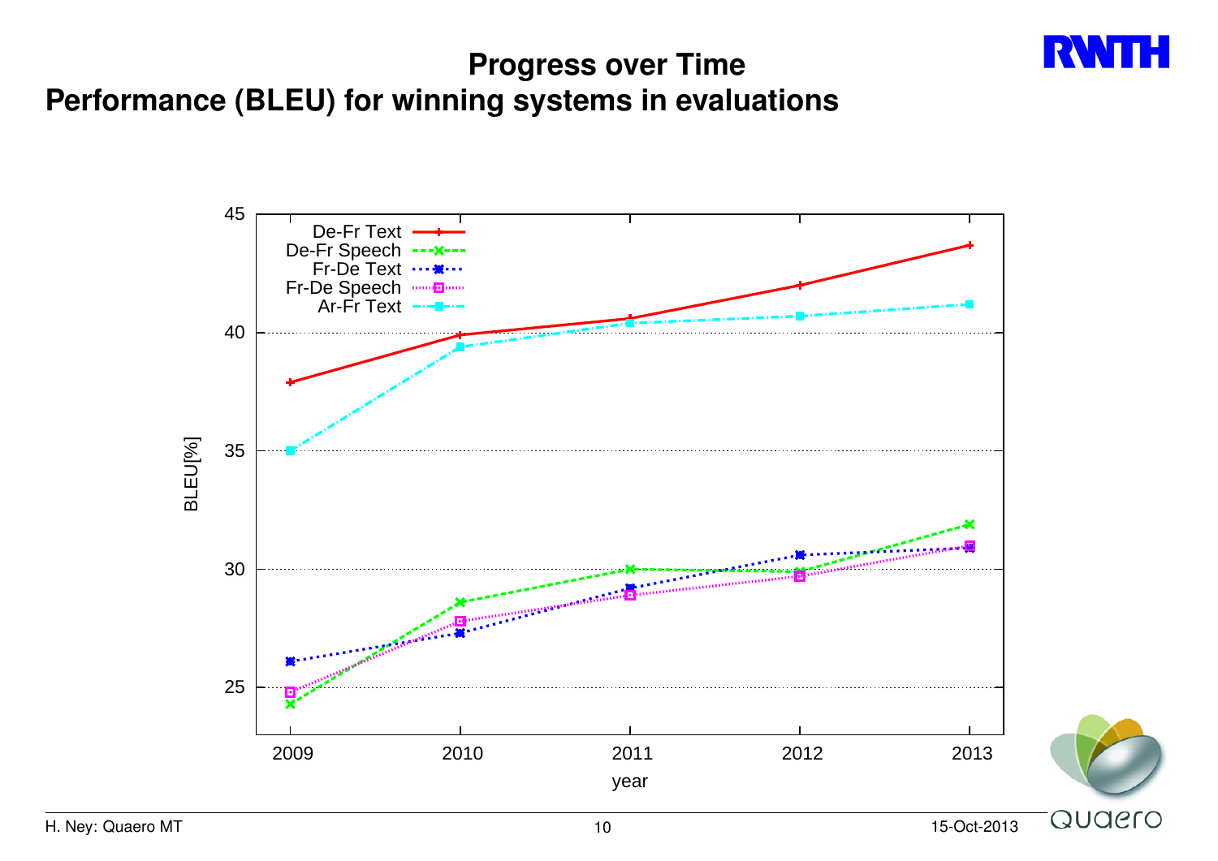# Progress over Time

## Performance (BLEU) for winning systems in evaluations

BLEU[%]

45

40

35

30

25

2009 2010 2011 2012 2013

year

De-Fr Text

De-Fr Speech

Fr-De Text

Fr-De Speech

Ar-Fr Text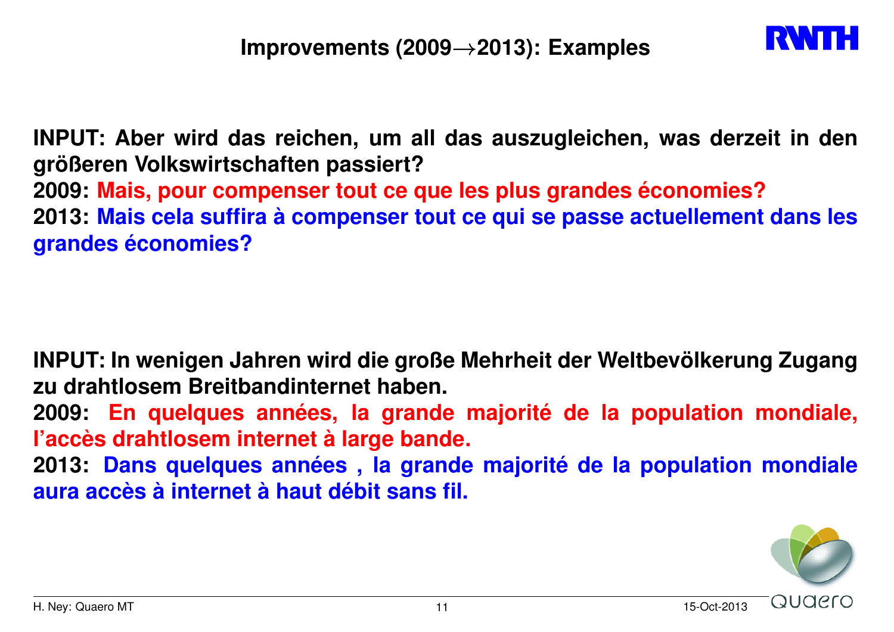## Improvements (2009→2013): Examples

**INPUT: Aber wird das reichen, um all das auszugleichen, was derzeit in den größeren Volkswirtschaften passiert?**
**2009: Mais, pour compenser tout ce que les plus grandes économies?**
**2013: Mais cela suffira à compenser tout ce qui se passe actuellement dans les grandes économies?**

**INPUT: In wenigen Jahren wird die große Mehrheit der Weltbevölkerung Zugang zu drahtlosem Breitbandinternet haben.**
**2009: En quelques années, la grande majorité de la population mondiale, l'accès drahtlosem internet à large bande.**
**2013: Dans quelques années , la grande majorité de la population mondiale aura accès à internet à haut débit sans fil.**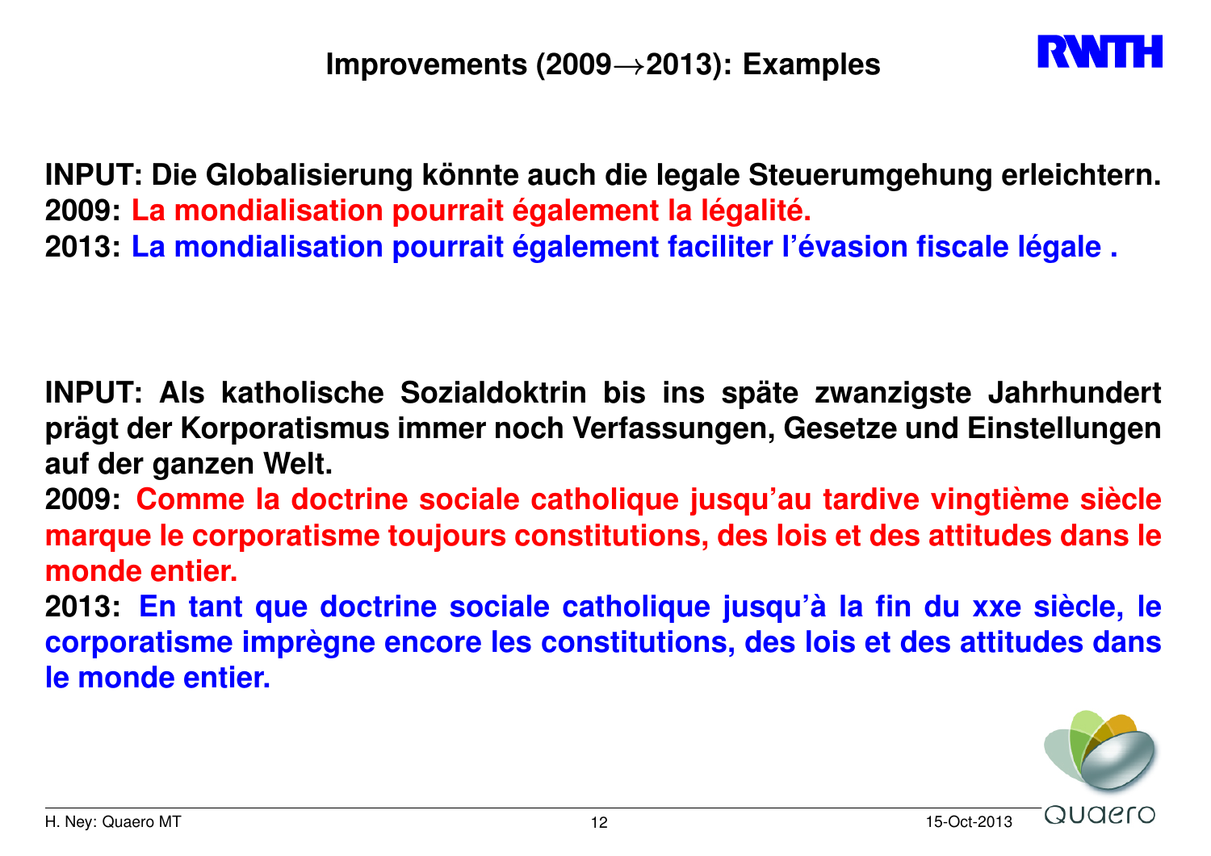# Improvements (2009→2013): Examples

**INPUT: Die Globalisierung könnte auch die legale Steuerumgehung erleichtern.**
**2009: La mondialisation pourrait également la légalité.**
**2013: La mondialisation pourrait également faciliter l'évasion fiscale légale .**

**INPUT: Als katholische Sozialdoktrin bis ins späte zwanzigste Jahrhundert prägt der Korporatismus immer noch Verfassungen, Gesetze und Einstellungen auf der ganzen Welt.**
**2009: Comme la doctrine sociale catholique jusqu'au tardive vingtième siècle marque le corporatisme toujours constitutions, des lois et des attitudes dans le monde entier.**
**2013: En tant que doctrine sociale catholique jusqu'à la fin du xxe siècle, le corporatisme imprègne encore les constitutions, des lois et des attitudes dans le monde entier.**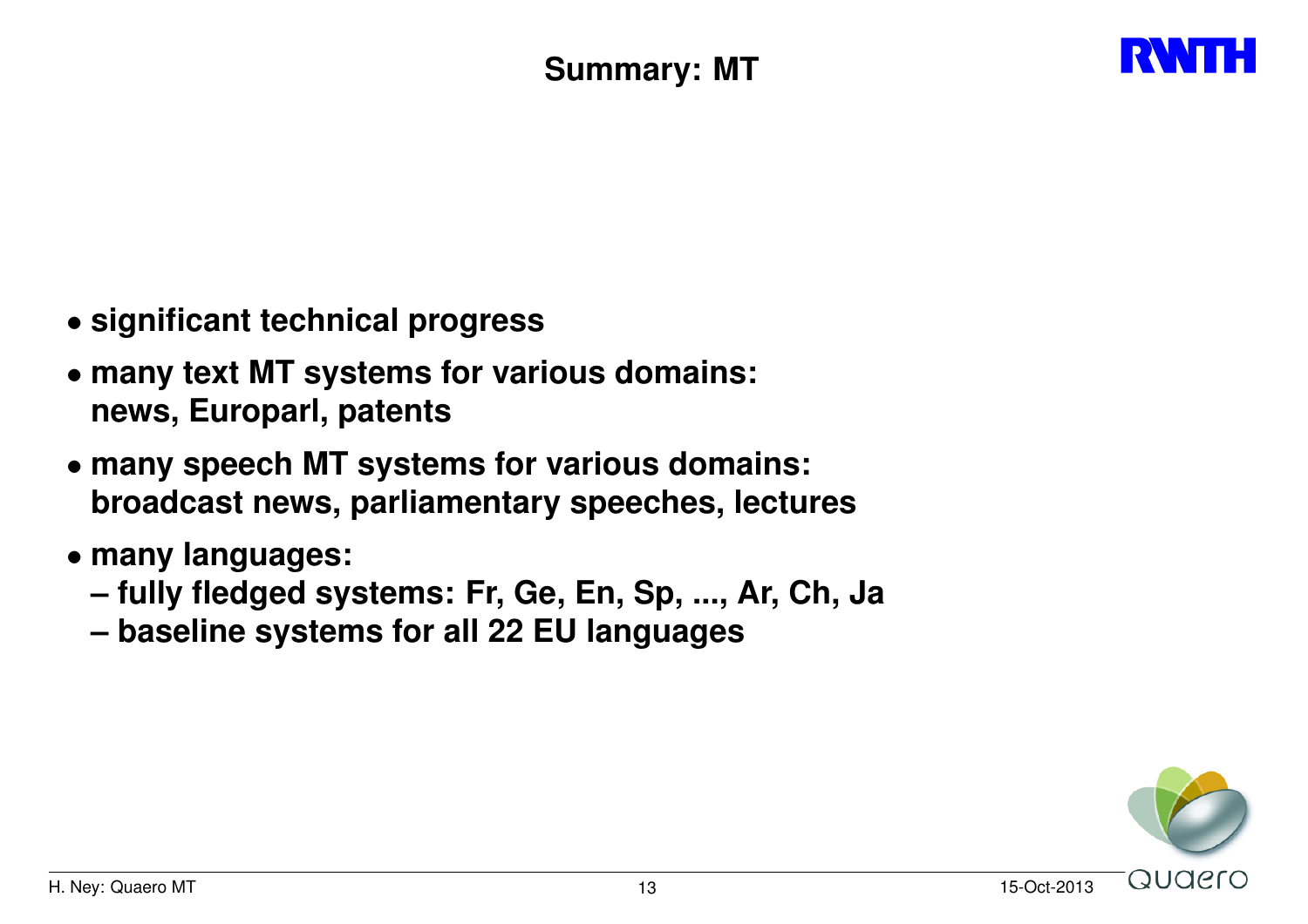# Summary: MT

- **significant technical progress**
- **many text MT systems for various domains: news, Europarl, patents**
- **many speech MT systems for various domains: broadcast news, parliamentary speeches, lectures**
- **many languages:**
  - **fully fledged systems: Fr, Ge, En, Sp, ..., Ar, Ch, Ja**
  - **baseline systems for all 22 EU languages**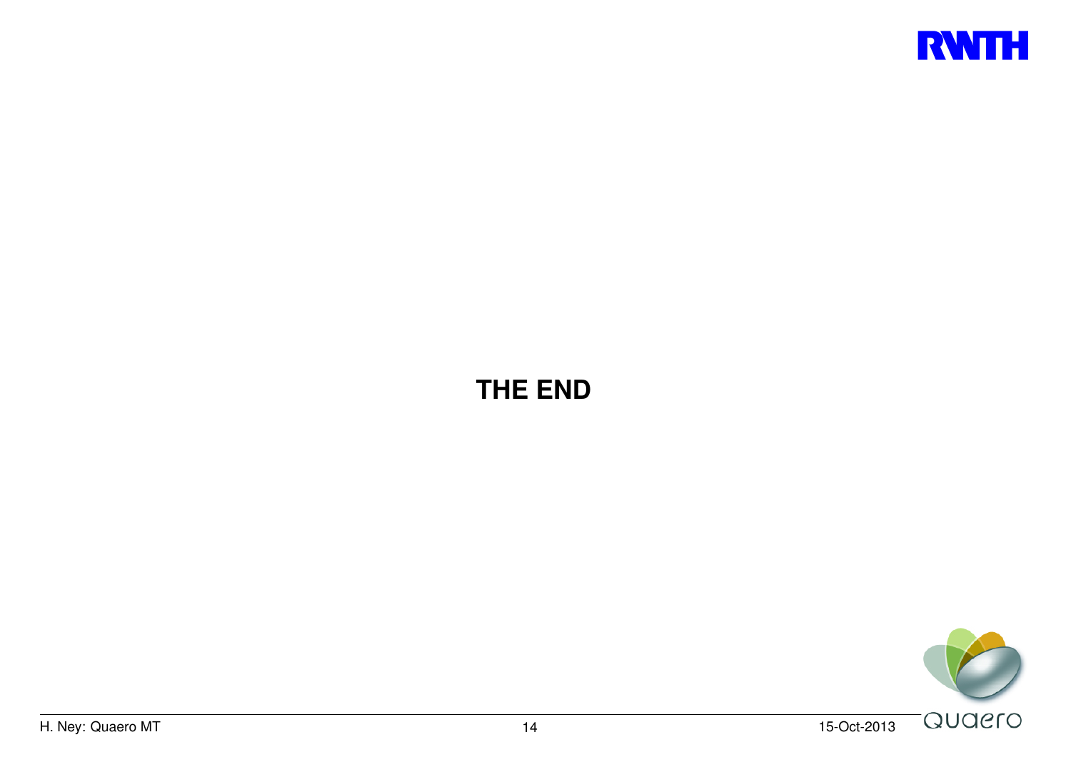**THE END**